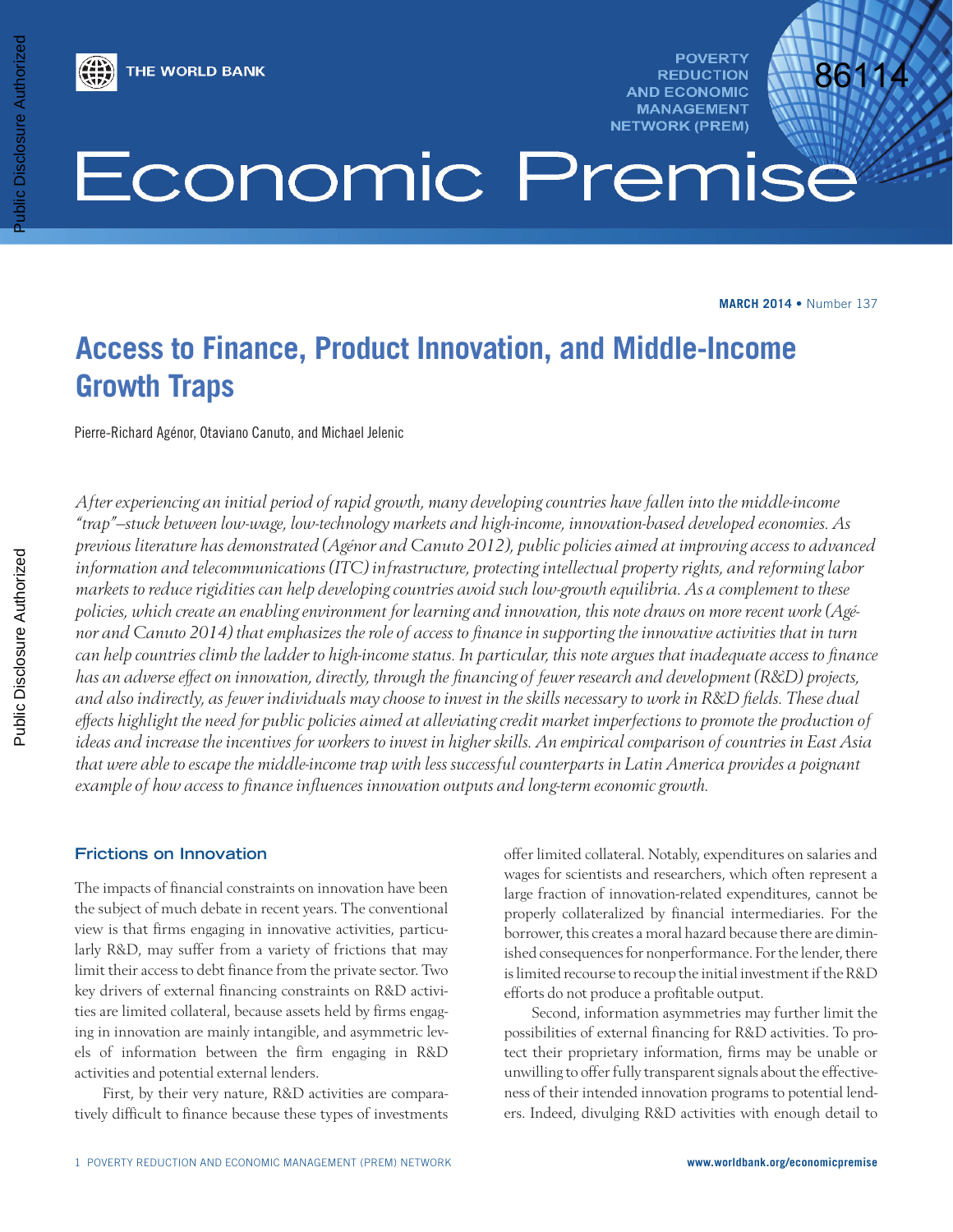MARCH 2014 • Number 137

# Access to Finance, Product Innovation, and Middle-Income Growth Traps

Pierre-Richard Agénor, Otaviano Canuto, and Michael Jelenic

*After experiencing an initial period of rapid growth, many developing countries have fallen into the middle-income "trap"–stuck between low-wage, low-technology markets and high-income, innovation-based developed economies. As previous literature has demonstrated (Agénor and Canuto 2012), public policies aimed at improving access to advanced information and telecommunications (ITC) infrastructure, protecting intellectual property rights, and reforming labor markets to reduce rigidities can help developing countries avoid such low-growth equilibria. As a complement to these policies, which create an enabling environment for learning and innovation, this note draws on more recent work (Agénor and Canuto 2014) that emphasizes the role of access to finance in supporting the innovative activities that in turn can help countries climb the ladder to high-income status. In particular, this note argues that inadequate access to finance has an adverse effect on innovation, directly, through the financing of fewer research and development (R&D) projects, and also indirectly, as fewer individuals may choose to invest in the skills necessary to work in R&D fields. These dual effects highlight the need for public policies aimed at alleviating credit market imperfections to promote the production of ideas and increase the incentives for workers to invest in higher skills. An empirical comparison of countries in East Asia that were able to escape the middle-income trap with less successful counterparts in Latin America provides a poignant example of how access to finance influences innovation outputs and long-term economic growth.*

## Frictions on Innovation

The impacts of financial constraints on innovation have been the subject of much debate in recent years. The conventional view is that firms engaging in innovative activities, particularly R&D, may suffer from a variety of frictions that may limit their access to debt finance from the private sector. Two key drivers of external financing constraints on R&D activities are limited collateral, because assets held by firms engaging in innovation are mainly intangible, and asymmetric levels of information between the firm engaging in R&D activities and potential external lenders.

First, by their very nature, R&D activities are comparatively difficult to finance because these types of investments offer limited collateral. Notably, expenditures on salaries and wages for scientists and researchers, which often represent a large fraction of innovation-related expenditures, cannot be properly collateralized by financial intermediaries. For the borrower, this creates a moral hazard because there are diminished consequences for nonperformance. For the lender, there is limited recourse to recoup the initial investment if the R&D efforts do not produce a profitable output.

Second, information asymmetries may further limit the possibilities of external financing for R&D activities. To protect their proprietary information, firms may be unable or unwilling to offer fully transparent signals about the effectiveness of their intended innovation programs to potential lenders. Indeed, divulging R&D activities with enough detail to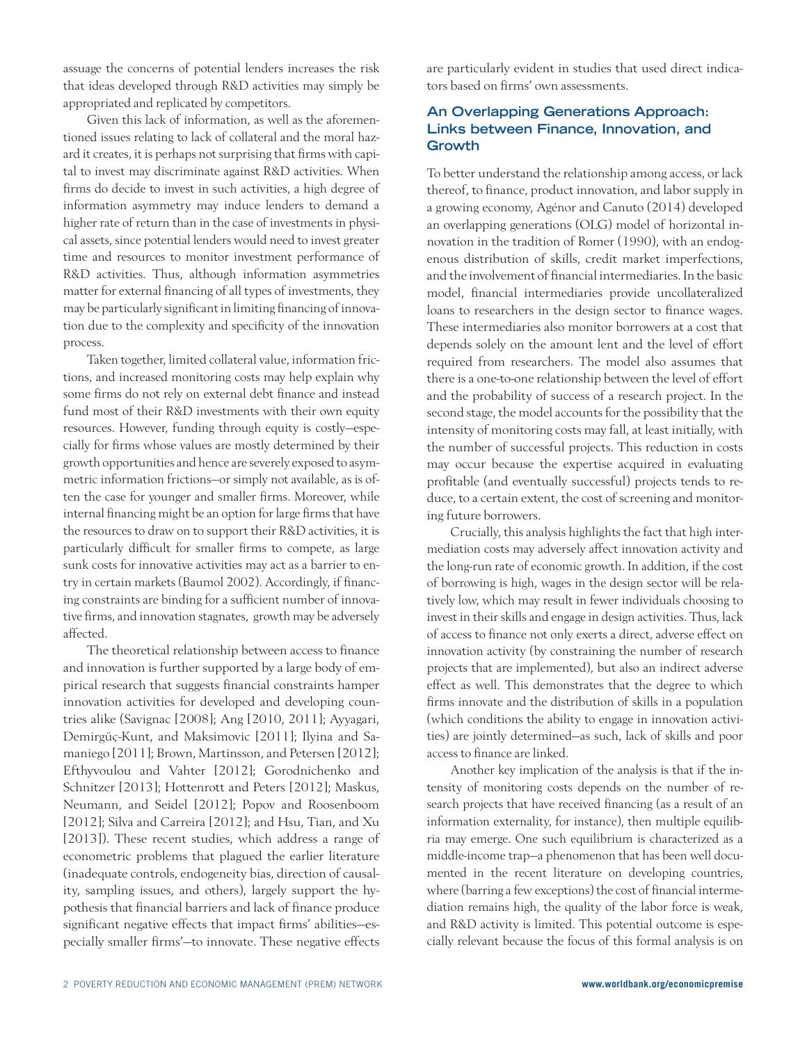assuage the concerns of potential lenders increases the risk that ideas developed through R&D activities may simply be appropriated and replicated by competitors.

Given this lack of information, as well as the aforementioned issues relating to lack of collateral and the moral hazard it creates, it is perhaps not surprising that firms with capital to invest may discriminate against R&D activities. When firms do decide to invest in such activities, a high degree of information asymmetry may induce lenders to demand a higher rate of return than in the case of investments in physical assets, since potential lenders would need to invest greater time and resources to monitor investment performance of R&D activities. Thus, although information asymmetries matter for external financing of all types of investments, they may be particularly significant in limiting financing of innovation due to the complexity and specificity of the innovation process.

Taken together, limited collateral value, information frictions, and increased monitoring costs may help explain why some firms do not rely on external debt finance and instead fund most of their R&D investments with their own equity resources. However, funding through equity is costly—especially for firms whose values are mostly determined by their growth opportunities and hence are severely exposed to asymmetric information frictions—or simply not available, as is often the case for younger and smaller firms. Moreover, while internal financing might be an option for large firms that have the resources to draw on to support their R&D activities, it is particularly difficult for smaller firms to compete, as large sunk costs for innovative activities may act as a barrier to entry in certain markets (Baumol 2002). Accordingly, if financing constraints are binding for a sufficient number of innovative firms, and innovation stagnates, growth may be adversely affected.

The theoretical relationship between access to finance and innovation is further supported by a large body of empirical research that suggests financial constraints hamper innovation activities for developed and developing countries alike (Savignac [2008]; Ang [2010, 2011]; Ayyagari, Demirgüç-Kunt, and Maksimovic [2011]; Ilyina and Samaniego [2011]; Brown, Martinsson, and Petersen [2012]; Efthyvoulou and Vahter [2012]; Gorodnichenko and Schnitzer [2013]; Hottenrott and Peters [2012]; Maskus, Neumann, and Seidel [2012]; Popov and Roosenboom [2012]; Silva and Carreira [2012]; and Hsu, Tian, and Xu [2013]). These recent studies, which address a range of econometric problems that plagued the earlier literature (inadequate controls, endogeneity bias, direction of causality, sampling issues, and others), largely support the hypothesis that financial barriers and lack of finance produce significant negative effects that impact firms' abilities—especially smaller firms'—to innovate. These negative effects are particularly evident in studies that used direct indicators based on firms' own assessments.

## An Overlapping Generations Approach: Links between Finance, Innovation, and Growth

To better understand the relationship among access, or lack thereof, to finance, product innovation, and labor supply in a growing economy, Agénor and Canuto (2014) developed an overlapping generations (OLG) model of horizontal innovation in the tradition of Romer (1990), with an endogenous distribution of skills, credit market imperfections, and the involvement of financial intermediaries. In the basic model, financial intermediaries provide uncollateralized loans to researchers in the design sector to finance wages. These intermediaries also monitor borrowers at a cost that depends solely on the amount lent and the level of effort required from researchers. The model also assumes that there is a one-to-one relationship between the level of effort and the probability of success of a research project. In the second stage, the model accounts for the possibility that the intensity of monitoring costs may fall, at least initially, with the number of successful projects. This reduction in costs may occur because the expertise acquired in evaluating profitable (and eventually successful) projects tends to reduce, to a certain extent, the cost of screening and monitoring future borrowers.

Crucially, this analysis highlights the fact that high intermediation costs may adversely affect innovation activity and the long-run rate of economic growth. In addition, if the cost of borrowing is high, wages in the design sector will be relatively low, which may result in fewer individuals choosing to invest in their skills and engage in design activities. Thus, lack of access to finance not only exerts a direct, adverse effect on innovation activity (by constraining the number of research projects that are implemented), but also an indirect adverse effect as well. This demonstrates that the degree to which firms innovate and the distribution of skills in a population (which conditions the ability to engage in innovation activities) are jointly determined—as such, lack of skills and poor access to finance are linked.

Another key implication of the analysis is that if the intensity of monitoring costs depends on the number of research projects that have received financing (as a result of an information externality, for instance), then multiple equilibria may emerge. One such equilibrium is characterized as a middle-income trap—a phenomenon that has been well documented in the recent literature on developing countries, where (barring a few exceptions) the cost of financial intermediation remains high, the quality of the labor force is weak, and R&D activity is limited. This potential outcome is especially relevant because the focus of this formal analysis is on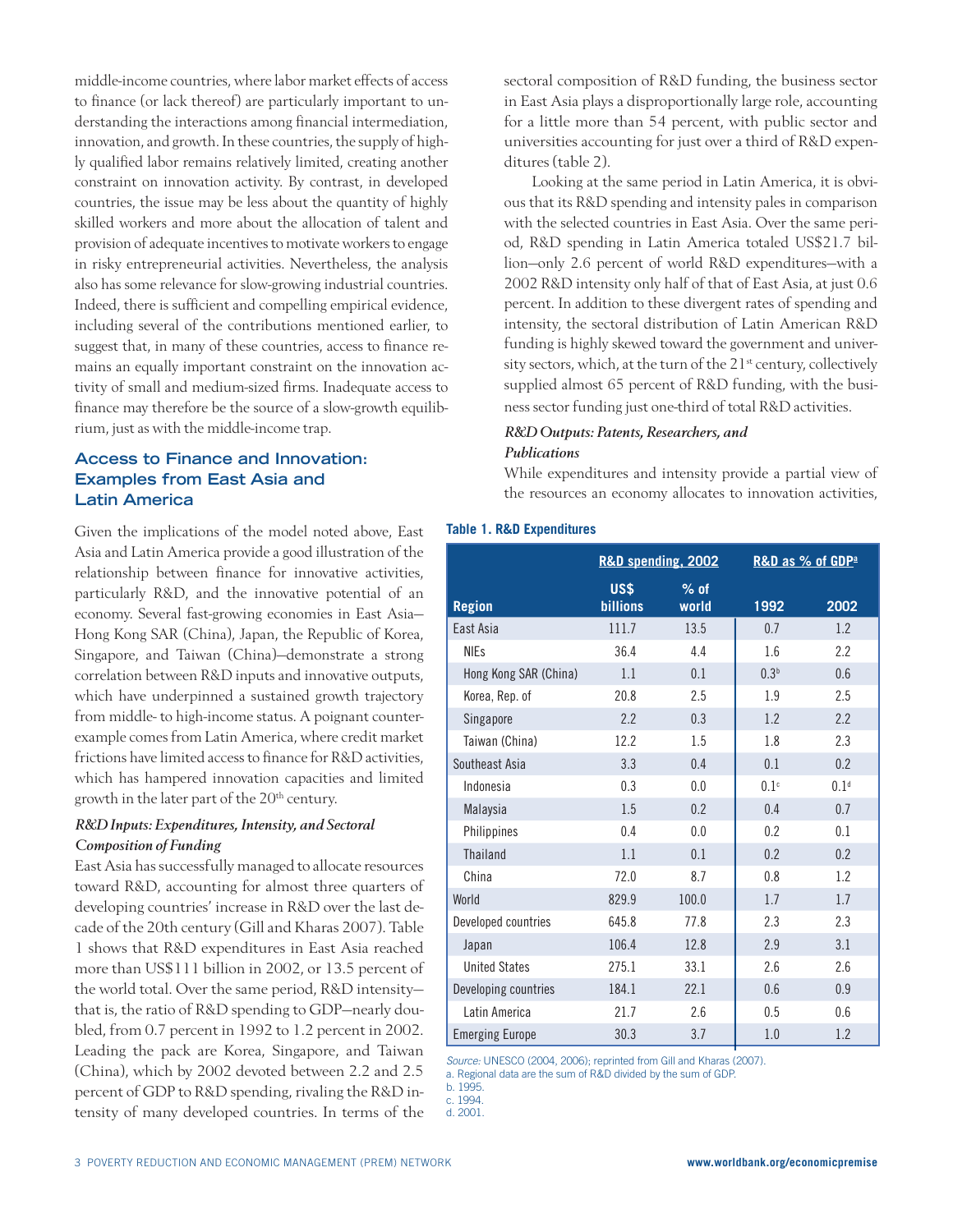middle-income countries, where labor market effects of access to finance (or lack thereof) are particularly important to understanding the interactions among financial intermediation, innovation, and growth. In these countries, the supply of highly qualified labor remains relatively limited, creating another constraint on innovation activity. By contrast, in developed countries, the issue may be less about the quantity of highly skilled workers and more about the allocation of talent and provision of adequate incentives to motivate workers to engage in risky entrepreneurial activities. Nevertheless, the analysis also has some relevance for slow-growing industrial countries. Indeed, there is sufficient and compelling empirical evidence, including several of the contributions mentioned earlier, to suggest that, in many of these countries, access to finance remains an equally important constraint on the innovation activity of small and medium-sized firms. Inadequate access to finance may therefore be the source of a slow-growth equilibrium, just as with the middle-income trap.

## Access to Finance and Innovation: Examples from East Asia and Latin America

Given the implications of the model noted above, East Asia and Latin America provide a good illustration of the relationship between finance for innovative activities, particularly R&D, and the innovative potential of an economy. Several fast-growing economies in East Asia—Hong Kong SAR (China), Japan, the Republic of Korea, Singapore, and Taiwan (China)—demonstrate a strong correlation between R&D inputs and innovative outputs, which have underpinned a sustained growth trajectory from middle- to high-income status. A poignant counterexample comes from Latin America, where credit market frictions have limited access to finance for R&D activities, which has hampered innovation capacities and limited growth in the later part of the 20th century.

### *R&D Inputs: Expenditures, Intensity, and Sectoral Composition of Funding*

East Asia has successfully managed to allocate resources toward R&D, accounting for almost three quarters of developing countries' increase in R&D over the last decade of the 20th century (Gill and Kharas 2007). Table 1 shows that R&D expenditures in East Asia reached more than US$111 billion in 2002, or 13.5 percent of the world total. Over the same period, R&D intensity—that is, the ratio of R&D spending to GDP—nearly doubled, from 0.7 percent in 1992 to 1.2 percent in 2002. Leading the pack are Korea, Singapore, and Taiwan (China), which by 2002 devoted between 2.2 and 2.5 percent of GDP to R&D spending, rivaling the R&D intensity of many developed countries. In terms of the sectoral composition of R&D funding, the business sector in East Asia plays a disproportionally large role, accounting for a little more than 54 percent, with public sector and universities accounting for just over a third of R&D expenditures (table 2).

Looking at the same period in Latin America, it is obvious that its R&D spending and intensity pales in comparison with the selected countries in East Asia. Over the same period, R&D spending in Latin America totaled US$21.7 billion—only 2.6 percent of world R&D expenditures—with a 2002 R&D intensity only half of that of East Asia, at just 0.6 percent. In addition to these divergent rates of spending and intensity, the sectoral distribution of Latin American R&D funding is highly skewed toward the government and university sectors, which, at the turn of the 21st century, collectively supplied almost 65 percent of R&D funding, with the business sector funding just one-third of total R&D activities.

### *R&D Outputs: Patents, Researchers, and Publications*

While expenditures and intensity provide a partial view of the resources an economy allocates to innovation activities,

**Table 1. R&D Expenditures**

| | R&D spending, 2002 | | R&D as % of GDP[a] | |
|---|---|---|---|---|
| Region | US$ billions | % of world | 1992 | 2002 |
| East Asia | 111.7 | 13.5 | 0.7 | 1.2 |
| NIEs | 36.4 | 4.4 | 1.6 | 2.2 |
| Hong Kong SAR (China) | 1.1 | 0.1 | 0.3[b] | 0.6 |
| Korea, Rep. of | 20.8 | 2.5 | 1.9 | 2.5 |
| Singapore | 2.2 | 0.3 | 1.2 | 2.2 |
| Taiwan (China) | 12.2 | 1.5 | 1.8 | 2.3 |
| Southeast Asia | 3.3 | 0.4 | 0.1 | 0.2 |
| Indonesia | 0.3 | 0.0 | 0.1[c] | 0.1[d] |
| Malaysia | 1.5 | 0.2 | 0.4 | 0.7 |
| Philippines | 0.4 | 0.0 | 0.2 | 0.1 |
| Thailand | 1.1 | 0.1 | 0.2 | 0.2 |
| China | 72.0 | 8.7 | 0.8 | 1.2 |
| World | 829.9 | 100.0 | 1.7 | 1.7 |
| Developed countries | 645.8 | 77.8 | 2.3 | 2.3 |
| Japan | 106.4 | 12.8 | 2.9 | 3.1 |
| United States | 275.1 | 33.1 | 2.6 | 2.6 |
| Developing countries | 184.1 | 22.1 | 0.6 | 0.9 |
| Latin America | 21.7 | 2.6 | 0.5 | 0.6 |
| Emerging Europe | 30.3 | 3.7 | 1.0 | 1.2 |

*Source:* UNESCO (2004, 2006); reprinted from Gill and Kharas (2007).
a. Regional data are the sum of R&D divided by the sum of GDP.
b. 1995.
c. 1994.
d. 2001.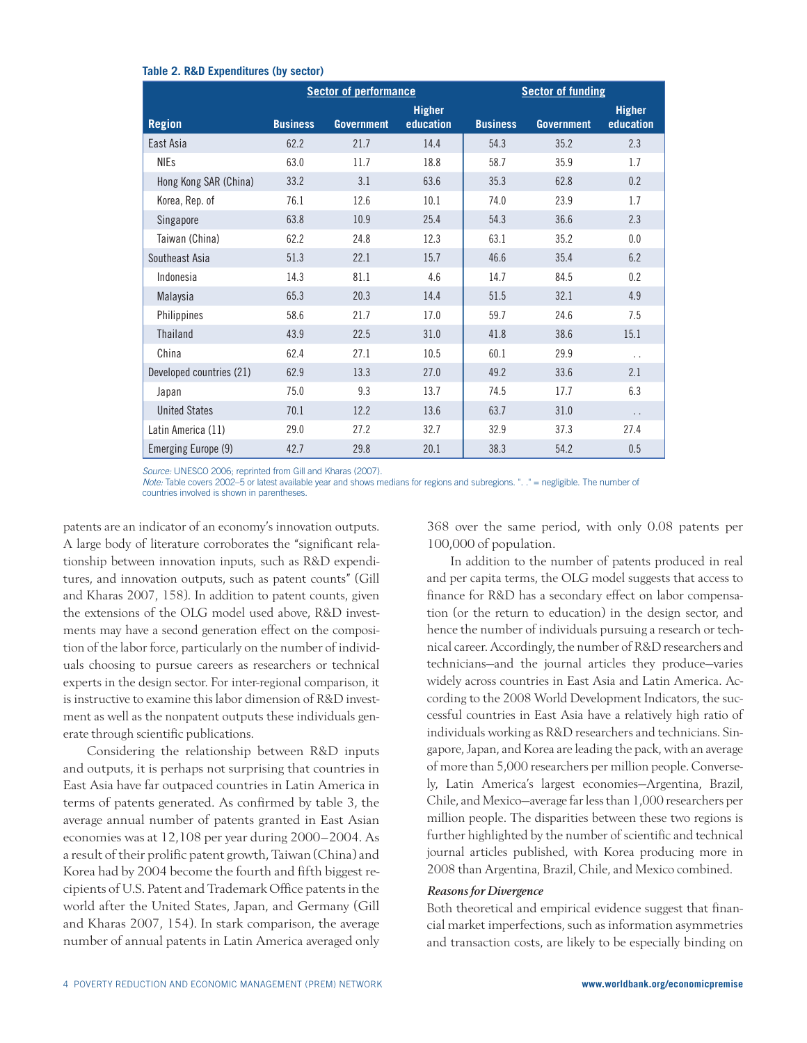**Table 2. R&D Expenditures (by sector)**

| Region | Sector of performance | | | Sector of funding | | |
|---|---|---|---|---|---|---|
| | Business | Government | Higher education | Business | Government | Higher education |
| East Asia | 62.2 | 21.7 | 14.4 | 54.3 | 35.2 | 2.3 |
| NIEs | 63.0 | 11.7 | 18.8 | 58.7 | 35.9 | 1.7 |
| Hong Kong SAR (China) | 33.2 | 3.1 | 63.6 | 35.3 | 62.8 | 0.2 |
| Korea, Rep. of | 76.1 | 12.6 | 10.1 | 74.0 | 23.9 | 1.7 |
| Singapore | 63.8 | 10.9 | 25.4 | 54.3 | 36.6 | 2.3 |
| Taiwan (China) | 62.2 | 24.8 | 12.3 | 63.1 | 35.2 | 0.0 |
| Southeast Asia | 51.3 | 22.1 | 15.7 | 46.6 | 35.4 | 6.2 |
| Indonesia | 14.3 | 81.1 | 4.6 | 14.7 | 84.5 | 0.2 |
| Malaysia | 65.3 | 20.3 | 14.4 | 51.5 | 32.1 | 4.9 |
| Philippines | 58.6 | 21.7 | 17.0 | 59.7 | 24.6 | 7.5 |
| Thailand | 43.9 | 22.5 | 31.0 | 41.8 | 38.6 | 15.1 |
| China | 62.4 | 27.1 | 10.5 | 60.1 | 29.9 | . . |
| Developed countries (21) | 62.9 | 13.3 | 27.0 | 49.2 | 33.6 | 2.1 |
| Japan | 75.0 | 9.3 | 13.7 | 74.5 | 17.7 | 6.3 |
| United States | 70.1 | 12.2 | 13.6 | 63.7 | 31.0 | . . |
| Latin America (11) | 29.0 | 27.2 | 32.7 | 32.9 | 37.3 | 27.4 |
| Emerging Europe (9) | 42.7 | 29.8 | 20.1 | 38.3 | 54.2 | 0.5 |

*Source:* UNESCO 2006; reprinted from Gill and Kharas (2007).
*Note:* Table covers 2002–5 or latest available year and shows medians for regions and subregions. ". ." = negligible. The number of countries involved is shown in parentheses.

patents are an indicator of an economy's innovation outputs. A large body of literature corroborates the "significant relationship between innovation inputs, such as R&D expenditures, and innovation outputs, such as patent counts" (Gill and Kharas 2007, 158). In addition to patent counts, given the extensions of the OLG model used above, R&D investments may have a second generation effect on the composition of the labor force, particularly on the number of individuals choosing to pursue careers as researchers or technical experts in the design sector. For inter-regional comparison, it is instructive to examine this labor dimension of R&D investment as well as the nonpatent outputs these individuals generate through scientific publications.

Considering the relationship between R&D inputs and outputs, it is perhaps not surprising that countries in East Asia have far outpaced countries in Latin America in terms of patents generated. As confirmed by table 3, the average annual number of patents granted in East Asian economies was at 12,108 per year during 2000–2004. As a result of their prolific patent growth, Taiwan (China) and Korea had by 2004 become the fourth and fifth biggest recipients of U.S. Patent and Trademark Office patents in the world after the United States, Japan, and Germany (Gill and Kharas 2007, 154). In stark comparison, the average number of annual patents in Latin America averaged only 368 over the same period, with only 0.08 patents per 100,000 of population.

In addition to the number of patents produced in real and per capita terms, the OLG model suggests that access to finance for R&D has a secondary effect on labor compensation (or the return to education) in the design sector, and hence the number of individuals pursuing a research or technical career. Accordingly, the number of R&D researchers and technicians—and the journal articles they produce—varies widely across countries in East Asia and Latin America. According to the 2008 World Development Indicators, the successful countries in East Asia have a relatively high ratio of individuals working as R&D researchers and technicians. Singapore, Japan, and Korea are leading the pack, with an average of more than 5,000 researchers per million people. Conversely, Latin America's largest economies—Argentina, Brazil, Chile, and Mexico—average far less than 1,000 researchers per million people. The disparities between these two regions is further highlighted by the number of scientific and technical journal articles published, with Korea producing more in 2008 than Argentina, Brazil, Chile, and Mexico combined.

#### *Reasons for Divergence*

Both theoretical and empirical evidence suggest that financial market imperfections, such as information asymmetries and transaction costs, are likely to be especially binding on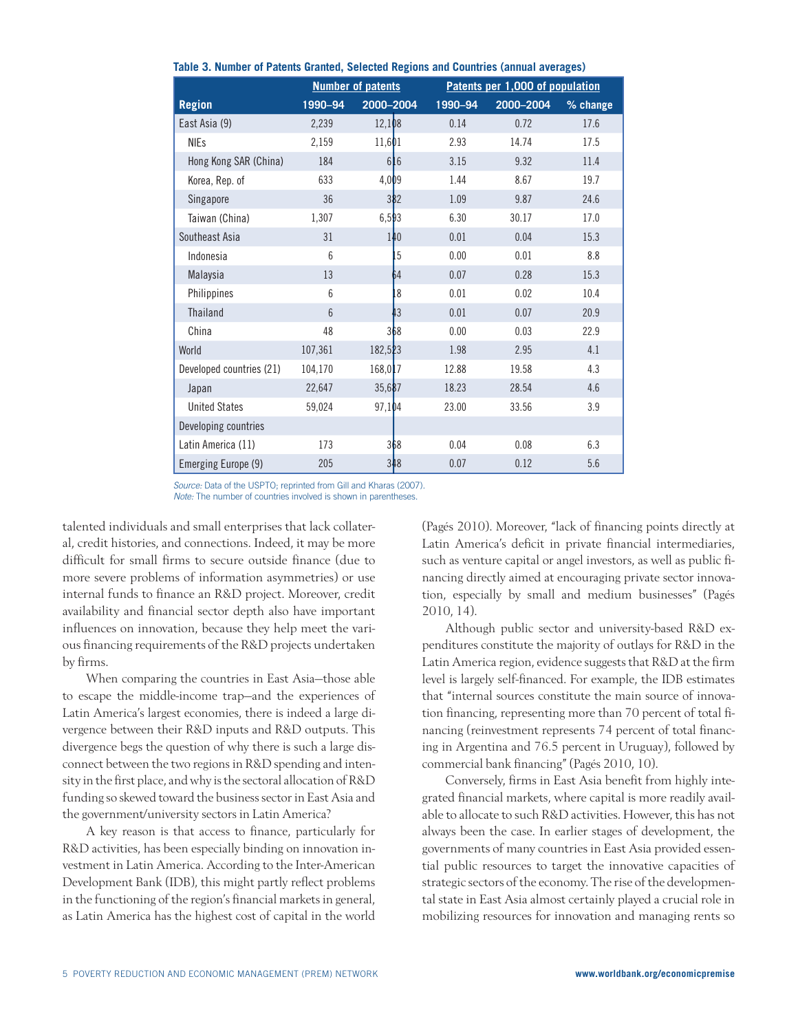**Table 3. Number of Patents Granted, Selected Regions and Countries (annual averages)**

| | Number of patents | | Patents per 1,000 of population | | |
|---|---|---|---|---|---|
| Region | 1990–94 | 2000–2004 | 1990–94 | 2000–2004 | % change |
| East Asia (9) | 2,239 | 12,108 | 0.14 | 0.72 | 17.6 |
| NIEs | 2,159 | 11,601 | 2.93 | 14.74 | 17.5 |
| Hong Kong SAR (China) | 184 | 616 | 3.15 | 9.32 | 11.4 |
| Korea, Rep. of | 633 | 4,009 | 1.44 | 8.67 | 19.7 |
| Singapore | 36 | 382 | 1.09 | 9.87 | 24.6 |
| Taiwan (China) | 1,307 | 6,593 | 6.30 | 30.17 | 17.0 |
| Southeast Asia | 31 | 140 | 0.01 | 0.04 | 15.3 |
| Indonesia | 6 | 15 | 0.00 | 0.01 | 8.8 |
| Malaysia | 13 | 64 | 0.07 | 0.28 | 15.3 |
| Philippines | 6 | 18 | 0.01 | 0.02 | 10.4 |
| Thailand | 6 | 43 | 0.01 | 0.07 | 20.9 |
| China | 48 | 368 | 0.00 | 0.03 | 22.9 |
| World | 107,361 | 182,523 | 1.98 | 2.95 | 4.1 |
| Developed countries (21) | 104,170 | 168,017 | 12.88 | 19.58 | 4.3 |
| Japan | 22,647 | 35,687 | 18.23 | 28.54 | 4.6 |
| United States | 59,024 | 97,104 | 23.00 | 33.56 | 3.9 |
| Developing countries | | | | | |
| Latin America (11) | 173 | 368 | 0.04 | 0.08 | 6.3 |
| Emerging Europe (9) | 205 | 348 | 0.07 | 0.12 | 5.6 |

*Source:* Data of the USPTO; reprinted from Gill and Kharas (2007).
*Note:* The number of countries involved is shown in parentheses.

talented individuals and small enterprises that lack collateral, credit histories, and connections. Indeed, it may be more difficult for small firms to secure outside finance (due to more severe problems of information asymmetries) or use internal funds to finance an R&D project. Moreover, credit availability and financial sector depth also have important influences on innovation, because they help meet the various financing requirements of the R&D projects undertaken by firms.

When comparing the countries in East Asia—those able to escape the middle-income trap—and the experiences of Latin America's largest economies, there is indeed a large divergence between their R&D inputs and R&D outputs. This divergence begs the question of why there is such a large disconnect between the two regions in R&D spending and intensity in the first place, and why is the sectoral allocation of R&D funding so skewed toward the business sector in East Asia and the government/university sectors in Latin America?

A key reason is that access to finance, particularly for R&D activities, has been especially binding on innovation investment in Latin America. According to the Inter-American Development Bank (IDB), this might partly reflect problems in the functioning of the region's financial markets in general, as Latin America has the highest cost of capital in the world (Pagés 2010). Moreover, "lack of financing points directly at Latin America's deficit in private financial intermediaries, such as venture capital or angel investors, as well as public financing directly aimed at encouraging private sector innovation, especially by small and medium businesses" (Pagés 2010, 14).

Although public sector and university-based R&D expenditures constitute the majority of outlays for R&D in the Latin America region, evidence suggests that R&D at the firm level is largely self-financed. For example, the IDB estimates that "internal sources constitute the main source of innovation financing, representing more than 70 percent of total financing (reinvestment represents 74 percent of total financing in Argentina and 76.5 percent in Uruguay), followed by commercial bank financing" (Pagés 2010, 10).

Conversely, firms in East Asia benefit from highly integrated financial markets, where capital is more readily available to allocate to such R&D activities. However, this has not always been the case. In earlier stages of development, the governments of many countries in East Asia provided essential public resources to target the innovative capacities of strategic sectors of the economy. The rise of the developmental state in East Asia almost certainly played a crucial role in mobilizing resources for innovation and managing rents so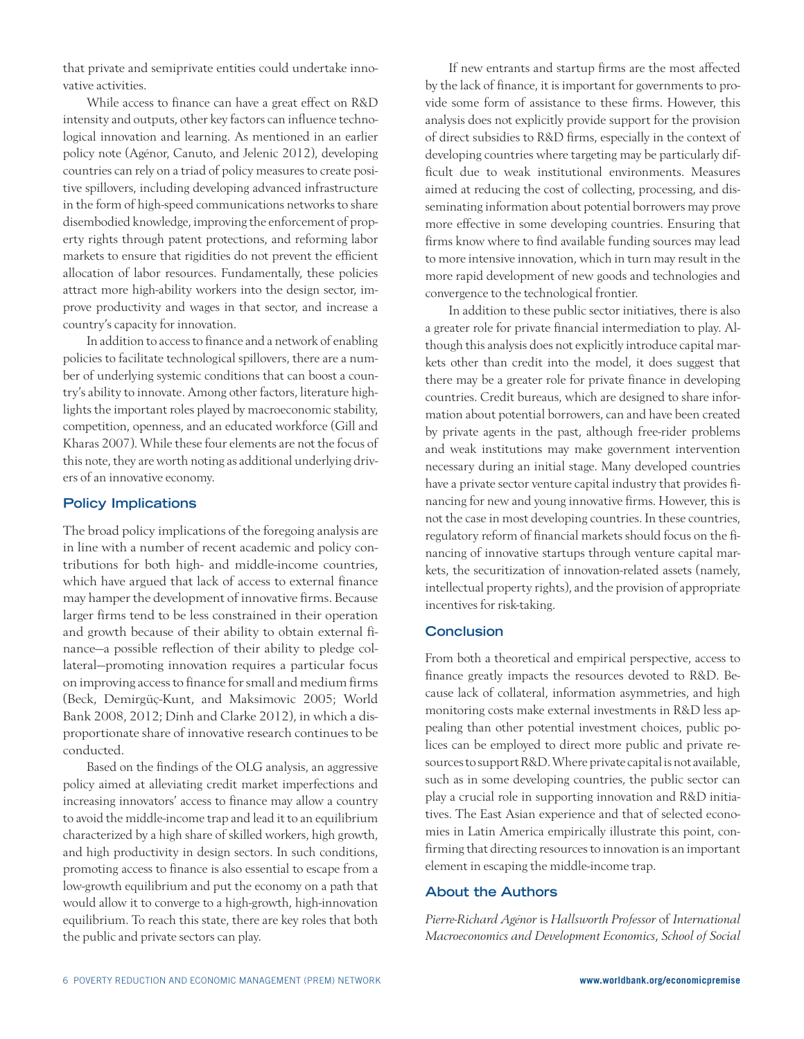that private and semiprivate entities could undertake innovative activities.

While access to finance can have a great effect on R&D intensity and outputs, other key factors can influence technological innovation and learning. As mentioned in an earlier policy note (Agénor, Canuto, and Jelenic 2012), developing countries can rely on a triad of policy measures to create positive spillovers, including developing advanced infrastructure in the form of high-speed communications networks to share disembodied knowledge, improving the enforcement of property rights through patent protections, and reforming labor markets to ensure that rigidities do not prevent the efficient allocation of labor resources. Fundamentally, these policies attract more high-ability workers into the design sector, improve productivity and wages in that sector, and increase a country's capacity for innovation.

In addition to access to finance and a network of enabling policies to facilitate technological spillovers, there are a number of underlying systemic conditions that can boost a country's ability to innovate. Among other factors, literature highlights the important roles played by macroeconomic stability, competition, openness, and an educated workforce (Gill and Kharas 2007). While these four elements are not the focus of this note, they are worth noting as additional underlying drivers of an innovative economy.

## Policy Implications

The broad policy implications of the foregoing analysis are in line with a number of recent academic and policy contributions for both high- and middle-income countries, which have argued that lack of access to external finance may hamper the development of innovative firms. Because larger firms tend to be less constrained in their operation and growth because of their ability to obtain external finance—a possible reflection of their ability to pledge collateral—promoting innovation requires a particular focus on improving access to finance for small and medium firms (Beck, Demirgüç-Kunt, and Maksimovic 2005; World Bank 2008, 2012; Dinh and Clarke 2012), in which a disproportionate share of innovative research continues to be conducted.

Based on the findings of the OLG analysis, an aggressive policy aimed at alleviating credit market imperfections and increasing innovators' access to finance may allow a country to avoid the middle-income trap and lead it to an equilibrium characterized by a high share of skilled workers, high growth, and high productivity in design sectors. In such conditions, promoting access to finance is also essential to escape from a low-growth equilibrium and put the economy on a path that would allow it to converge to a high-growth, high-innovation equilibrium. To reach this state, there are key roles that both the public and private sectors can play.

If new entrants and startup firms are the most affected by the lack of finance, it is important for governments to provide some form of assistance to these firms. However, this analysis does not explicitly provide support for the provision of direct subsidies to R&D firms, especially in the context of developing countries where targeting may be particularly difficult due to weak institutional environments. Measures aimed at reducing the cost of collecting, processing, and disseminating information about potential borrowers may prove more effective in some developing countries. Ensuring that firms know where to find available funding sources may lead to more intensive innovation, which in turn may result in the more rapid development of new goods and technologies and convergence to the technological frontier.

In addition to these public sector initiatives, there is also a greater role for private financial intermediation to play. Although this analysis does not explicitly introduce capital markets other than credit into the model, it does suggest that there may be a greater role for private finance in developing countries. Credit bureaus, which are designed to share information about potential borrowers, can and have been created by private agents in the past, although free-rider problems and weak institutions may make government intervention necessary during an initial stage. Many developed countries have a private sector venture capital industry that provides financing for new and young innovative firms. However, this is not the case in most developing countries. In these countries, regulatory reform of financial markets should focus on the financing of innovative startups through venture capital markets, the securitization of innovation-related assets (namely, intellectual property rights), and the provision of appropriate incentives for risk-taking.

## Conclusion

From both a theoretical and empirical perspective, access to finance greatly impacts the resources devoted to R&D. Because lack of collateral, information asymmetries, and high monitoring costs make external investments in R&D less appealing than other potential investment choices, public polices can be employed to direct more public and private resources to support R&D. Where private capital is not available, such as in some developing countries, the public sector can play a crucial role in supporting innovation and R&D initiatives. The East Asian experience and that of selected economies in Latin America empirically illustrate this point, confirming that directing resources to innovation is an important element in escaping the middle-income trap.

## About the Authors

*Pierre-Richard Agénor* is *Hallsworth Professor* of *International Macroeconomics and Development Economics*, *School of Social*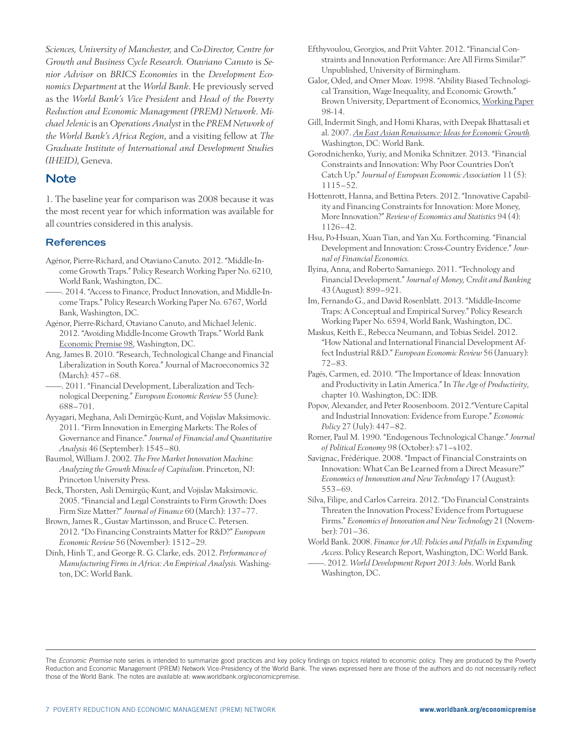*Sciences, University of Manchester,* and *Co-Director, Centre for Growth and Business Cycle Research.* *Otaviano Canuto* is *Senior Advisor* on *BRICS Economies* in the *Development Economics Department* at the *World Bank*. He previously served as the *World Bank's Vice President* and *Head of the Poverty Reduction and Economic Management (PREM) Network*. *Michael Jelenic* is an *Operations Analyst* in the *PREM Network of the World Bank's Africa Region*, and a visiting fellow at *The Graduate Institute of International and Development Studies (IHEID)*, Geneva.

## Note

1. The baseline year for comparison was 2008 because it was the most recent year for which information was available for all countries considered in this analysis.

### References

Agénor, Pierre-Richard, and Otaviano Canuto. 2012. "Middle-Income Growth Traps." Policy Research Working Paper No. 6210, World Bank, Washington, DC.

——. 2014. "Access to Finance, Product Innovation, and Middle-Income Traps." Policy Research Working Paper No. 6767, World Bank, Washington, DC.

Agénor, Pierre-Richard, Otaviano Canuto, and Michael Jelenic. 2012. "Avoiding Middle-Income Growth Traps." World Bank Economic Premise 98, Washington, DC.

Ang, James B. 2010. "Research, Technological Change and Financial Liberalization in South Korea." Journal of Macroeconomics 32 (March): 457–68.

——. 2011. "Financial Development, Liberalization and Technological Deepening." *European Economic Review* 55 (June): 688–701.

Ayyagari, Meghana, Asli Demirgüç-Kunt, and Vojislav Maksimovic. 2011. "Firm Innovation in Emerging Markets: The Roles of Governance and Finance." *Journal of Financial and Quantitative Analysis* 46 (September): 1545–80.

Baumol, William J. 2002. *The Free Market Innovation Machine: Analyzing the Growth Miracle of Capitalism*. Princeton, NJ: Princeton University Press.

Beck, Thorsten, Asli Demirgüç-Kunt, and Vojislav Maksimovic. 2005. "Financial and Legal Constraints to Firm Growth: Does Firm Size Matter?" *Journal of Finance* 60 (March): 137–77.

Brown, James R., Gustav Martinsson, and Bruce C. Petersen. 2012. "Do Financing Constraints Matter for R&D?" *European Economic Review* 56 (November): 1512–29.

Dinh, Hinh T., and George R. G. Clarke, eds. 2012. *Performance of Manufacturing Firms in Africa: An Empirical Analysis.* Washington, DC: World Bank.

Efthyvoulou, Georgios, and Priit Vahter. 2012. "Financial Constraints and Innovation Performance: Are All Firms Similar?" Unpublished, University of Birmingham.

Galor, Oded, and Omer Moav. 1998. "Ability Biased Technological Transition, Wage Inequality, and Economic Growth." Brown University, Department of Economics, Working Paper 98-14.

Gill, Indermit Singh, and Homi Kharas, with Deepak Bhattasali et al. 2007. *An East Asian Renaissance: Ideas for Economic Growth.* Washington, DC: World Bank.

Gorodnichenko, Yuriy, and Monika Schnitzer. 2013. "Financial Constraints and Innovation: Why Poor Countries Don't Catch Up." *Journal of European Economic Association* 11 (5): 1115–52.

Hottenrott, Hanna, and Bettina Peters. 2012. "Innovative Capability and Financing Constraints for Innovation: More Money, More Innovation?" *Review of Economics and Statistics* 94 (4): 1126–42.

Hsu, Po-Hsuan, Xuan Tian, and Yan Xu. Forthcoming. "Financial Development and Innovation: Cross-Country Evidence." *Journal of Financial Economics.*

Ilyina, Anna, and Roberto Samaniego. 2011. "Technology and Financial Development." *Journal of Money, Credit and Banking* 43 (August): 899–921.

Im, Fernando G., and David Rosenblatt. 2013. "Middle-Income Traps: A Conceptual and Empirical Survey." Policy Research Working Paper No. 6594, World Bank, Washington, DC.

Maskus, Keith E., Rebecca Neumann, and Tobias Seidel. 2012. "How National and International Financial Development Affect Industrial R&D." *European Economic Review* 56 (January): 72–83.

Pagés, Carmen, ed. 2010. "The Importance of Ideas: Innovation and Productivity in Latin America." In *The Age of Productivity*, chapter 10. Washington, DC: IDB.

Popov, Alexander, and Peter Roosenboom. 2012."Venture Capital and Industrial Innovation: Evidence from Europe." *Economic Policy* 27 (July): 447–82.

Romer, Paul M. 1990. "Endogenous Technological Change." *Journal of Political Economy* 98 (October): s71–s102.

Savignac, Frédérique. 2008. "Impact of Financial Constraints on Innovation: What Can Be Learned from a Direct Measure?" *Economics of Innovation and New Technology* 17 (August): 553–69.

Silva, Filipe, and Carlos Carreira. 2012. "Do Financial Constraints Threaten the Innovation Process? Evidence from Portuguese Firms." *Economics of Innovation and New Technology* 21 (November): 701–36.

World Bank. 2008. *Finance for All: Policies and Pitfalls in Expanding Access*. Policy Research Report, Washington, DC: World Bank.

——. 2012. *World Development Report 2013: Jobs*. World Bank Washington, DC.

The *Economic Premise* note series is intended to summarize good practices and key policy findings on topics related to economic policy. They are produced by the Poverty Reduction and Economic Management (PREM) Network Vice-Presidency of the World Bank. The views expressed here are those of the authors and do not necessarily reflect those of the World Bank. The notes are available at: www.worldbank.org/economicpremise.